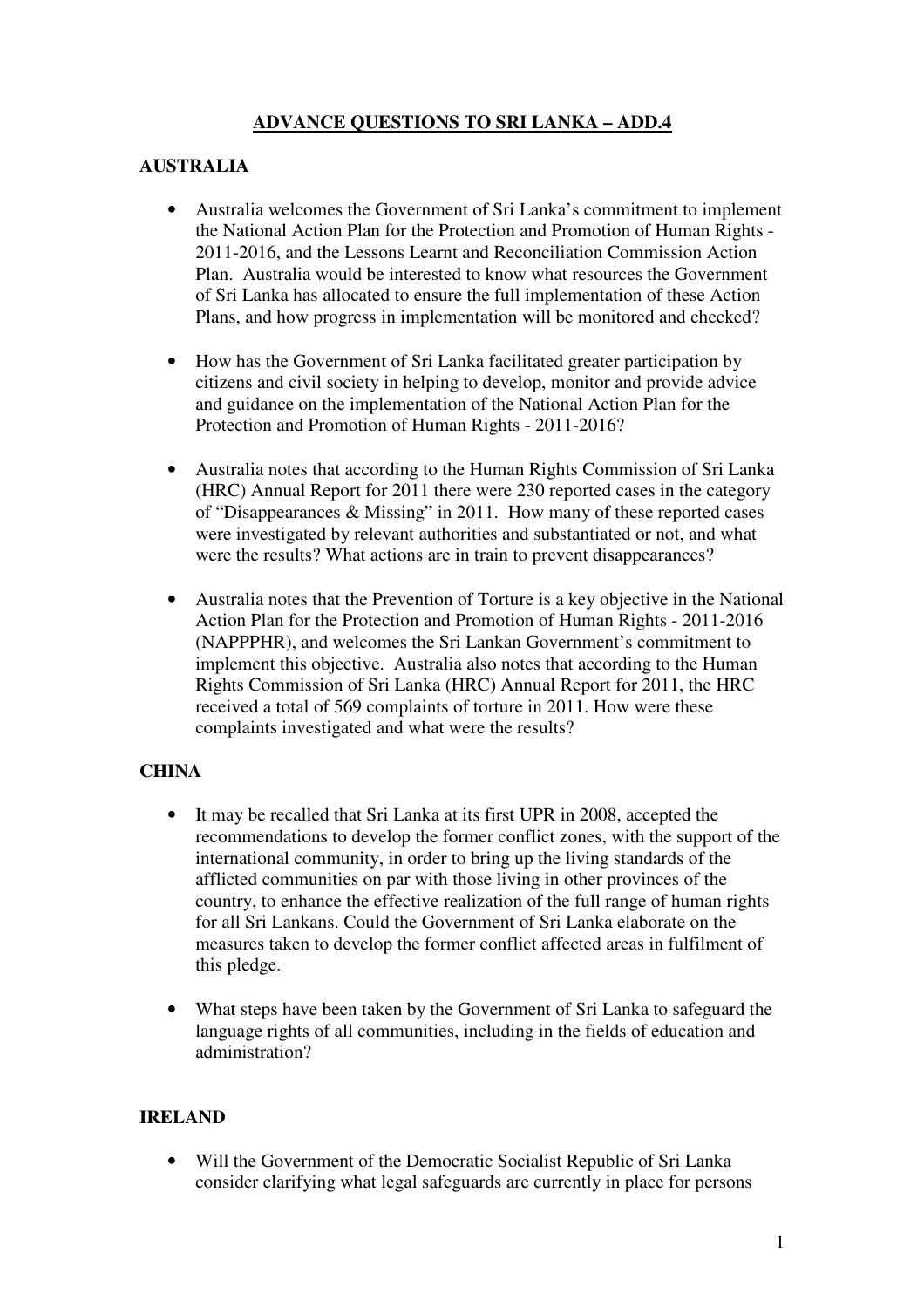# ADVANCE QUESTIONS TO SRI LANKA – ADD.4

## AUSTRALIA

- Australia welcomes the Government of Sri Lanka's commitment to implement the National Action Plan for the Protection and Promotion of Human Rights - 2011-2016, and the Lessons Learnt and Reconciliation Commission Action Plan. Australia would be interested to know what resources the Government of Sri Lanka has allocated to ensure the full implementation of these Action Plans, and how progress in implementation will be monitored and checked?

- How has the Government of Sri Lanka facilitated greater participation by citizens and civil society in helping to develop, monitor and provide advice and guidance on the implementation of the National Action Plan for the Protection and Promotion of Human Rights - 2011-2016?

- Australia notes that according to the Human Rights Commission of Sri Lanka (HRC) Annual Report for 2011 there were 230 reported cases in the category of "Disappearances & Missing" in 2011. How many of these reported cases were investigated by relevant authorities and substantiated or not, and what were the results? What actions are in train to prevent disappearances?

- Australia notes that the Prevention of Torture is a key objective in the National Action Plan for the Protection and Promotion of Human Rights - 2011-2016 (NAPPPHR), and welcomes the Sri Lankan Government's commitment to implement this objective. Australia also notes that according to the Human Rights Commission of Sri Lanka (HRC) Annual Report for 2011, the HRC received a total of 569 complaints of torture in 2011. How were these complaints investigated and what were the results?

## CHINA

- It may be recalled that Sri Lanka at its first UPR in 2008, accepted the recommendations to develop the former conflict zones, with the support of the international community, in order to bring up the living standards of the afflicted communities on par with those living in other provinces of the country, to enhance the effective realization of the full range of human rights for all Sri Lankans. Could the Government of Sri Lanka elaborate on the measures taken to develop the former conflict affected areas in fulfilment of this pledge.

- What steps have been taken by the Government of Sri Lanka to safeguard the language rights of all communities, including in the fields of education and administration?

## IRELAND

- Will the Government of the Democratic Socialist Republic of Sri Lanka consider clarifying what legal safeguards are currently in place for persons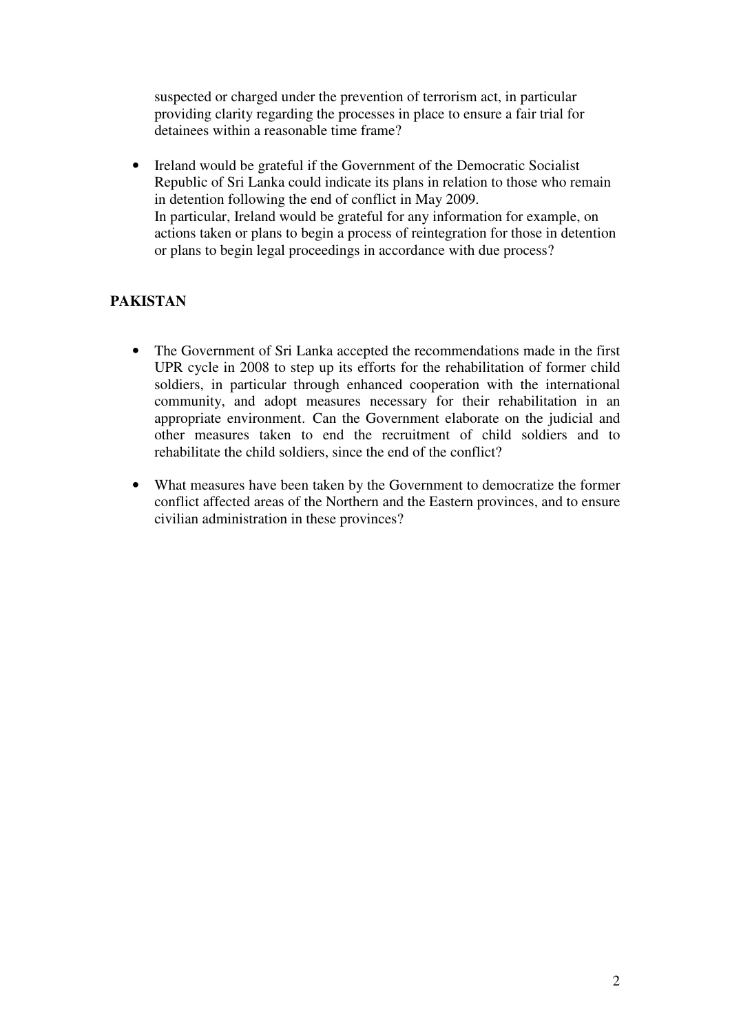suspected or charged under the prevention of terrorism act, in particular providing clarity regarding the processes in place to ensure a fair trial for detainees within a reasonable time frame?

- Ireland would be grateful if the Government of the Democratic Socialist Republic of Sri Lanka could indicate its plans in relation to those who remain in detention following the end of conflict in May 2009.
  In particular, Ireland would be grateful for any information for example, on actions taken or plans to begin a process of reintegration for those in detention or plans to begin legal proceedings in accordance with due process?

**PAKISTAN**

- The Government of Sri Lanka accepted the recommendations made in the first UPR cycle in 2008 to step up its efforts for the rehabilitation of former child soldiers, in particular through enhanced cooperation with the international community, and adopt measures necessary for their rehabilitation in an appropriate environment. Can the Government elaborate on the judicial and other measures taken to end the recruitment of child soldiers and to rehabilitate the child soldiers, since the end of the conflict?

- What measures have been taken by the Government to democratize the former conflict affected areas of the Northern and the Eastern provinces, and to ensure civilian administration in these provinces?